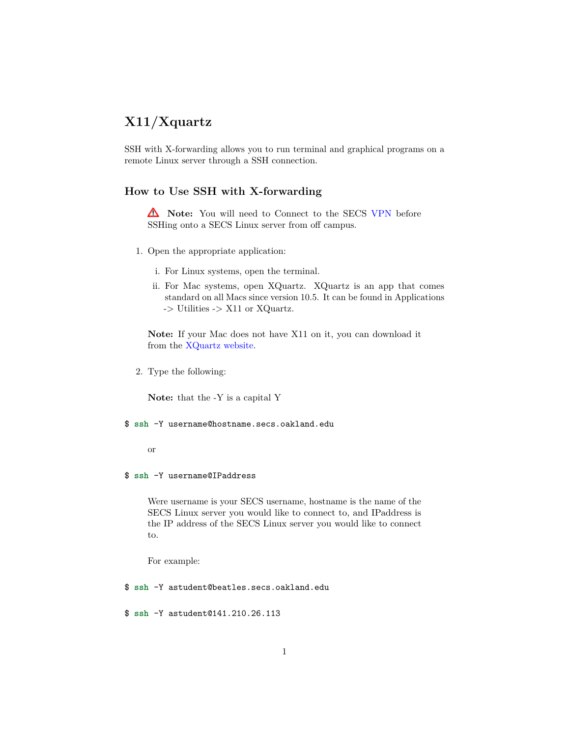# X11/Xquartz

SSH with X-forwarding allows you to run terminal and graphical programs on a remote Linux server through a SSH connection.

## How to Use SSH with X-forwarding

> ⚠ **Note:** You will need to Connect to the SECS VPN before SSHing onto a SECS Linux server from off campus.

1. Open the appropriate application:

   i. For Linux systems, open the terminal.

   ii. For Mac systems, open XQuartz. XQuartz is an app that comes standard on all Macs since version 10.5. It can be found in Applications -> Utilities -> X11 or XQuartz.

   **Note:** If your Mac does not have X11 on it, you can download it from the XQuartz website.

2. Type the following:

   **Note:** that the -Y is a capital Y

```
$ ssh -Y username@hostname.secs.oakland.edu
```

   or

```
$ ssh -Y username@IPaddress
```

   Were username is your SECS username, hostname is the name of the SECS Linux server you would like to connect to, and IPaddress is the IP address of the SECS Linux server you would like to connect to.

   For example:

```
$ ssh -Y astudent@beatles.secs.oakland.edu
```

```
$ ssh -Y astudent@141.210.26.113
```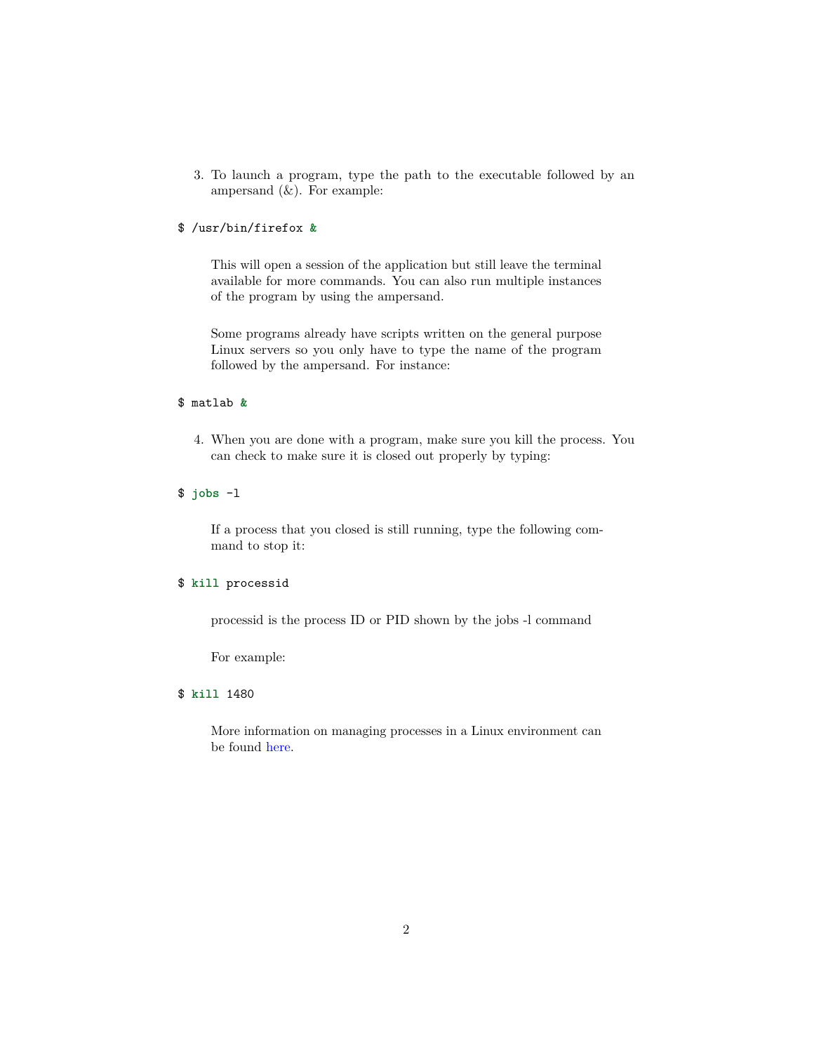3. To launch a program, type the path to the executable followed by an ampersand (&). For example:

```
$ /usr/bin/firefox &
```

   This will open a session of the application but still leave the terminal available for more commands. You can also run multiple instances of the program by using the ampersand.

   Some programs already have scripts written on the general purpose Linux servers so you only have to type the name of the program followed by the ampersand. For instance:

```
$ matlab &
```

4. When you are done with a program, make sure you kill the process. You can check to make sure it is closed out properly by typing:

```
$ jobs -l
```

   If a process that you closed is still running, type the following command to stop it:

```
$ kill processid
```

   processid is the process ID or PID shown by the jobs -l command

   For example:

```
$ kill 1480
```

   More information on managing processes in a Linux environment can be found here.